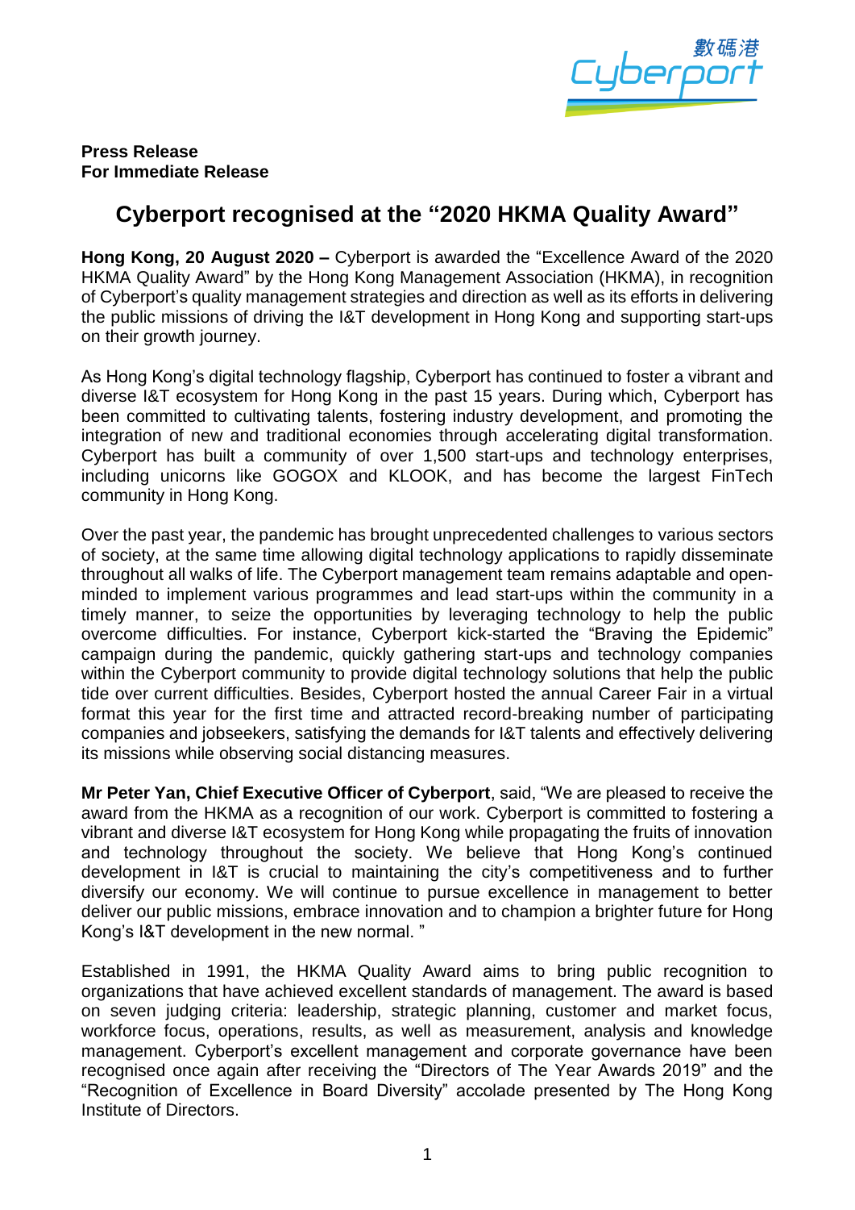**Press Release**
**For Immediate Release**

# Cyberport recognised at the "2020 HKMA Quality Award"

**Hong Kong, 20 August 2020 –** Cyberport is awarded the "Excellence Award of the 2020 HKMA Quality Award" by the Hong Kong Management Association (HKMA), in recognition of Cyberport's quality management strategies and direction as well as its efforts in delivering the public missions of driving the I&T development in Hong Kong and supporting start-ups on their growth journey.

As Hong Kong's digital technology flagship, Cyberport has continued to foster a vibrant and diverse I&T ecosystem for Hong Kong in the past 15 years. During which, Cyberport has been committed to cultivating talents, fostering industry development, and promoting the integration of new and traditional economies through accelerating digital transformation. Cyberport has built a community of over 1,500 start-ups and technology enterprises, including unicorns like GOGOX and KLOOK, and has become the largest FinTech community in Hong Kong.

Over the past year, the pandemic has brought unprecedented challenges to various sectors of society, at the same time allowing digital technology applications to rapidly disseminate throughout all walks of life. The Cyberport management team remains adaptable and open-minded to implement various programmes and lead start-ups within the community in a timely manner, to seize the opportunities by leveraging technology to help the public overcome difficulties. For instance, Cyberport kick-started the "Braving the Epidemic" campaign during the pandemic, quickly gathering start-ups and technology companies within the Cyberport community to provide digital technology solutions that help the public tide over current difficulties. Besides, Cyberport hosted the annual Career Fair in a virtual format this year for the first time and attracted record-breaking number of participating companies and jobseekers, satisfying the demands for I&T talents and effectively delivering its missions while observing social distancing measures.

**Mr Peter Yan, Chief Executive Officer of Cyberport**, said, "We are pleased to receive the award from the HKMA as a recognition of our work. Cyberport is committed to fostering a vibrant and diverse I&T ecosystem for Hong Kong while propagating the fruits of innovation and technology throughout the society. We believe that Hong Kong's continued development in I&T is crucial to maintaining the city's competitiveness and to further diversify our economy. We will continue to pursue excellence in management to better deliver our public missions, embrace innovation and to champion a brighter future for Hong Kong's I&T development in the new normal. "

Established in 1991, the HKMA Quality Award aims to bring public recognition to organizations that have achieved excellent standards of management. The award is based on seven judging criteria: leadership, strategic planning, customer and market focus, workforce focus, operations, results, as well as measurement, analysis and knowledge management. Cyberport's excellent management and corporate governance have been recognised once again after receiving the "Directors of The Year Awards 2019" and the "Recognition of Excellence in Board Diversity" accolade presented by The Hong Kong Institute of Directors.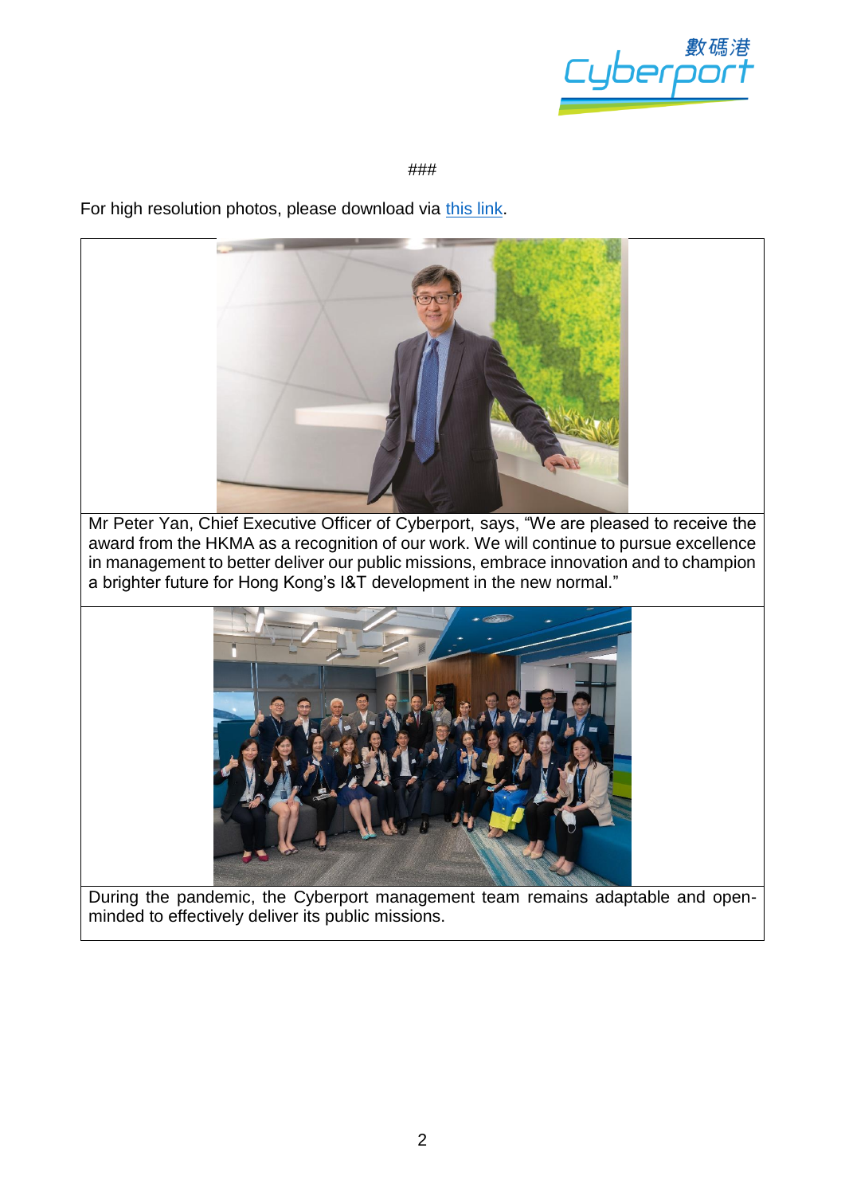###

For high resolution photos, please download via [this link](#).

Mr Peter Yan, Chief Executive Officer of Cyberport, says, "We are pleased to receive the award from the HKMA as a recognition of our work. We will continue to pursue excellence in management to better deliver our public missions, embrace innovation and to champion a brighter future for Hong Kong's I&T development in the new normal."

During the pandemic, the Cyberport management team remains adaptable and open-minded to effectively deliver its public missions.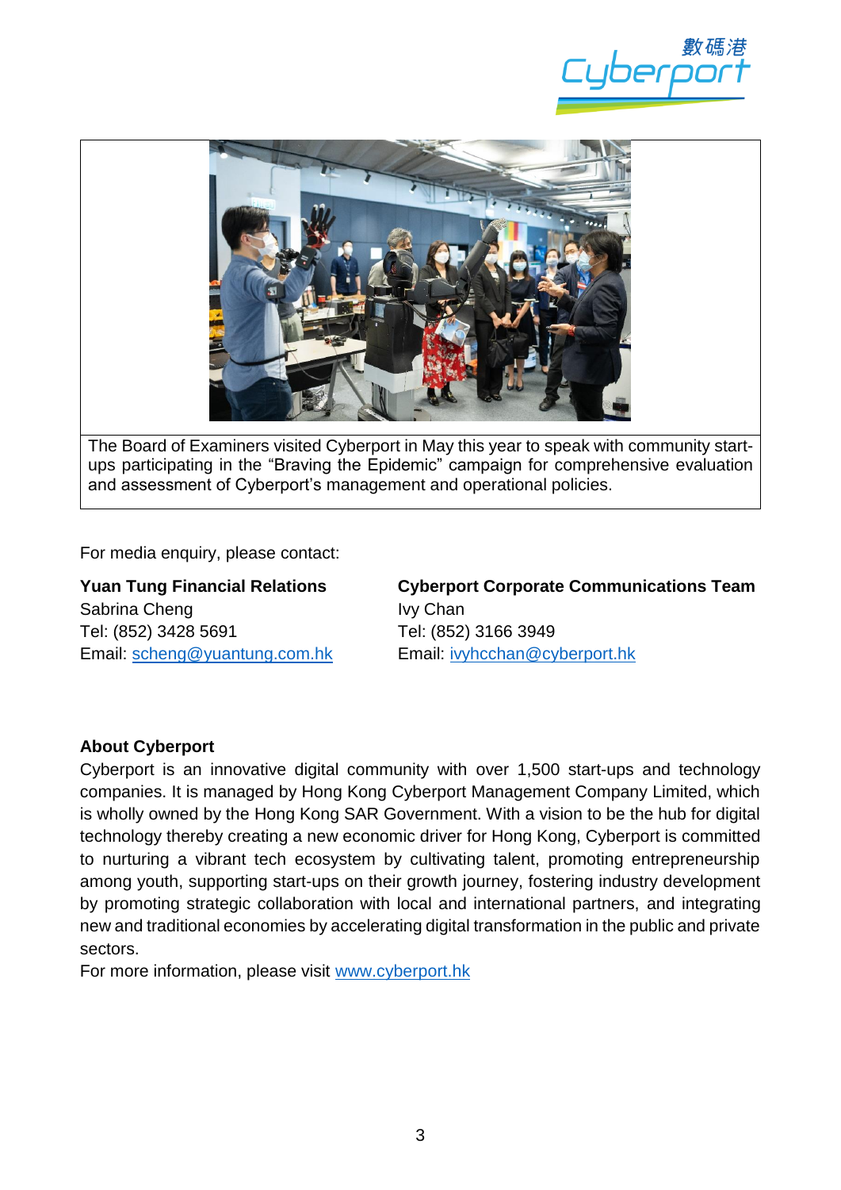The Board of Examiners visited Cyberport in May this year to speak with community start-ups participating in the "Braving the Epidemic" campaign for comprehensive evaluation and assessment of Cyberport's management and operational policies.

For media enquiry, please contact:

**Yuan Tung Financial Relations**
Sabrina Cheng
Tel: (852) 3428 5691
Email: scheng@yuantung.com.hk

**Cyberport Corporate Communications Team**
Ivy Chan
Tel: (852) 3166 3949
Email: ivyhcchan@cyberport.hk

**About Cyberport**

Cyberport is an innovative digital community with over 1,500 start-ups and technology companies. It is managed by Hong Kong Cyberport Management Company Limited, which is wholly owned by the Hong Kong SAR Government. With a vision to be the hub for digital technology thereby creating a new economic driver for Hong Kong, Cyberport is committed to nurturing a vibrant tech ecosystem by cultivating talent, promoting entrepreneurship among youth, supporting start-ups on their growth journey, fostering industry development by promoting strategic collaboration with local and international partners, and integrating new and traditional economies by accelerating digital transformation in the public and private sectors.

For more information, please visit www.cyberport.hk